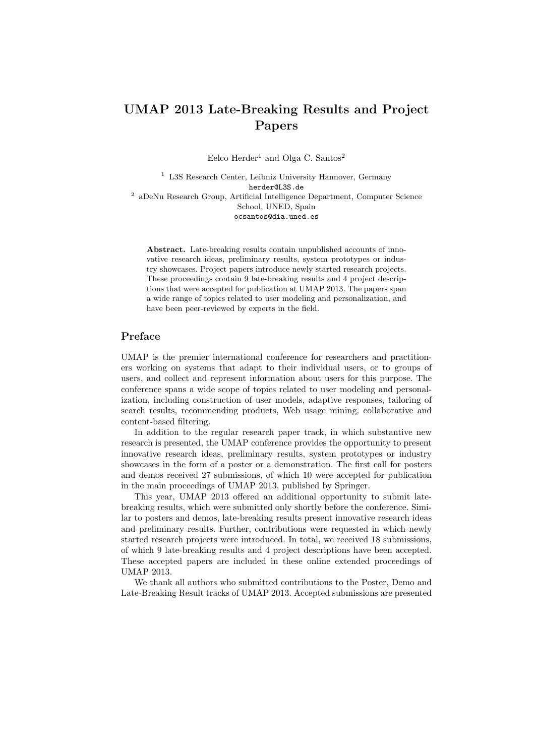# UMAP 2013 Late-Breaking Results and Project Papers

Eelco Herder[1] and Olga C. Santos[2]

[1] L3S Research Center, Leibniz University Hannover, Germany
herder@L3S.de

[2] aDeNu Research Group, Artificial Intelligence Department, Computer Science School, UNED, Spain
ocsantos@dia.uned.es

**Abstract.** Late-breaking results contain unpublished accounts of innovative research ideas, preliminary results, system prototypes or industry showcases. Project papers introduce newly started research projects. These proceedings contain 9 late-breaking results and 4 project descriptions that were accepted for publication at UMAP 2013. The papers span a wide range of topics related to user modeling and personalization, and have been peer-reviewed by experts in the field.

## Preface

UMAP is the premier international conference for researchers and practitioners working on systems that adapt to their individual users, or to groups of users, and collect and represent information about users for this purpose. The conference spans a wide scope of topics related to user modeling and personalization, including construction of user models, adaptive responses, tailoring of search results, recommending products, Web usage mining, collaborative and content-based filtering.

In addition to the regular research paper track, in which substantive new research is presented, the UMAP conference provides the opportunity to present innovative research ideas, preliminary results, system prototypes or industry showcases in the form of a poster or a demonstration. The first call for posters and demos received 27 submissions, of which 10 were accepted for publication in the main proceedings of UMAP 2013, published by Springer.

This year, UMAP 2013 offered an additional opportunity to submit late-breaking results, which were submitted only shortly before the conference. Similar to posters and demos, late-breaking results present innovative research ideas and preliminary results. Further, contributions were requested in which newly started research projects were introduced. In total, we received 18 submissions, of which 9 late-breaking results and 4 project descriptions have been accepted. These accepted papers are included in these online extended proceedings of UMAP 2013.

We thank all authors who submitted contributions to the Poster, Demo and Late-Breaking Result tracks of UMAP 2013. Accepted submissions are presented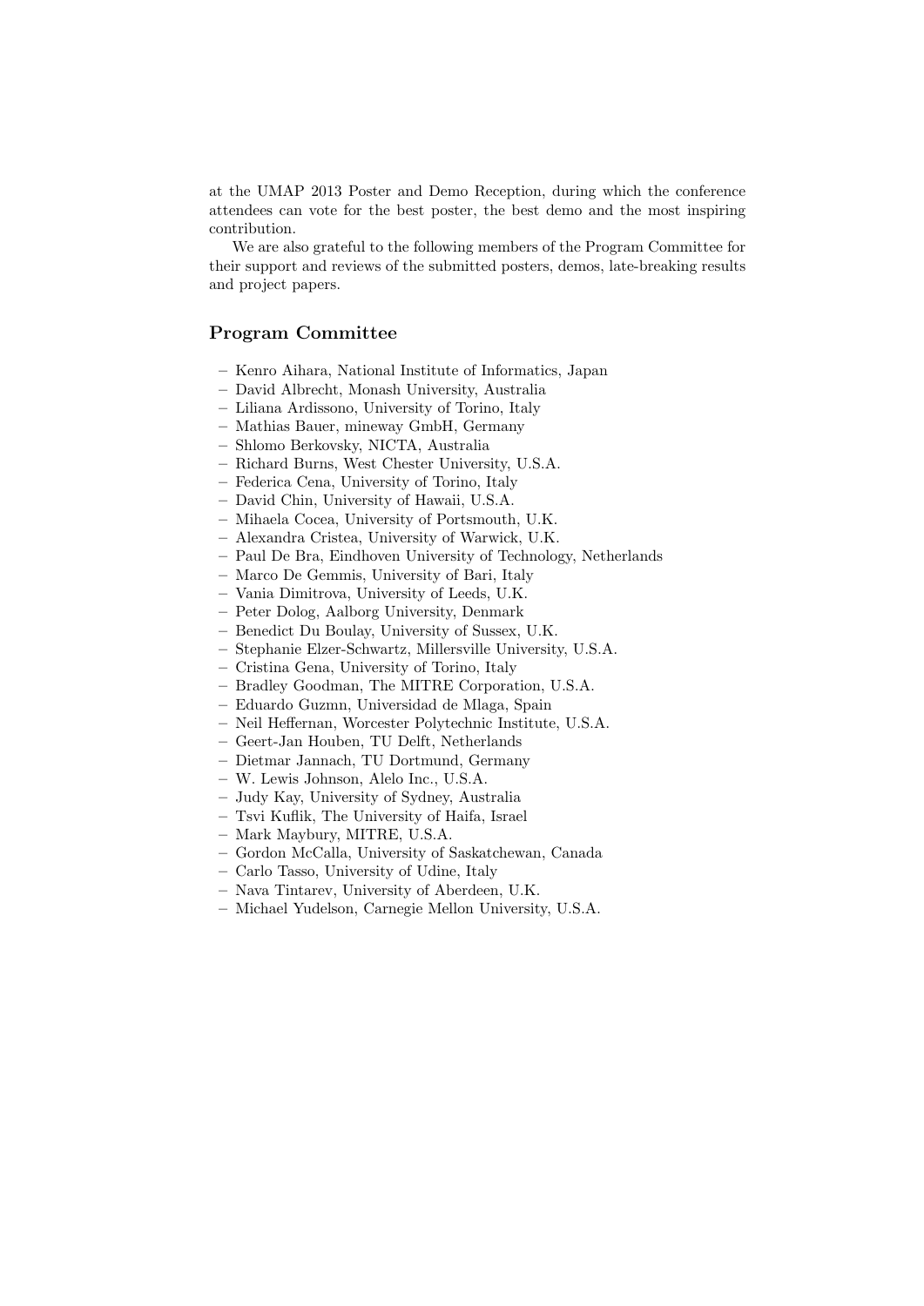at the UMAP 2013 Poster and Demo Reception, during which the conference attendees can vote for the best poster, the best demo and the most inspiring contribution.

We are also grateful to the following members of the Program Committee for their support and reviews of the submitted posters, demos, late-breaking results and project papers.

## Program Committee

- Kenro Aihara, National Institute of Informatics, Japan
- David Albrecht, Monash University, Australia
- Liliana Ardissono, University of Torino, Italy
- Mathias Bauer, mineway GmbH, Germany
- Shlomo Berkovsky, NICTA, Australia
- Richard Burns, West Chester University, U.S.A.
- Federica Cena, University of Torino, Italy
- David Chin, University of Hawaii, U.S.A.
- Mihaela Cocea, University of Portsmouth, U.K.
- Alexandra Cristea, University of Warwick, U.K.
- Paul De Bra, Eindhoven University of Technology, Netherlands
- Marco De Gemmis, University of Bari, Italy
- Vania Dimitrova, University of Leeds, U.K.
- Peter Dolog, Aalborg University, Denmark
- Benedict Du Boulay, University of Sussex, U.K.
- Stephanie Elzer-Schwartz, Millersville University, U.S.A.
- Cristina Gena, University of Torino, Italy
- Bradley Goodman, The MITRE Corporation, U.S.A.
- Eduardo Guzmn, Universidad de Mlaga, Spain
- Neil Heffernan, Worcester Polytechnic Institute, U.S.A.
- Geert-Jan Houben, TU Delft, Netherlands
- Dietmar Jannach, TU Dortmund, Germany
- W. Lewis Johnson, Alelo Inc., U.S.A.
- Judy Kay, University of Sydney, Australia
- Tsvi Kuflik, The University of Haifa, Israel
- Mark Maybury, MITRE, U.S.A.
- Gordon McCalla, University of Saskatchewan, Canada
- Carlo Tasso, University of Udine, Italy
- Nava Tintarev, University of Aberdeen, U.K.
- Michael Yudelson, Carnegie Mellon University, U.S.A.